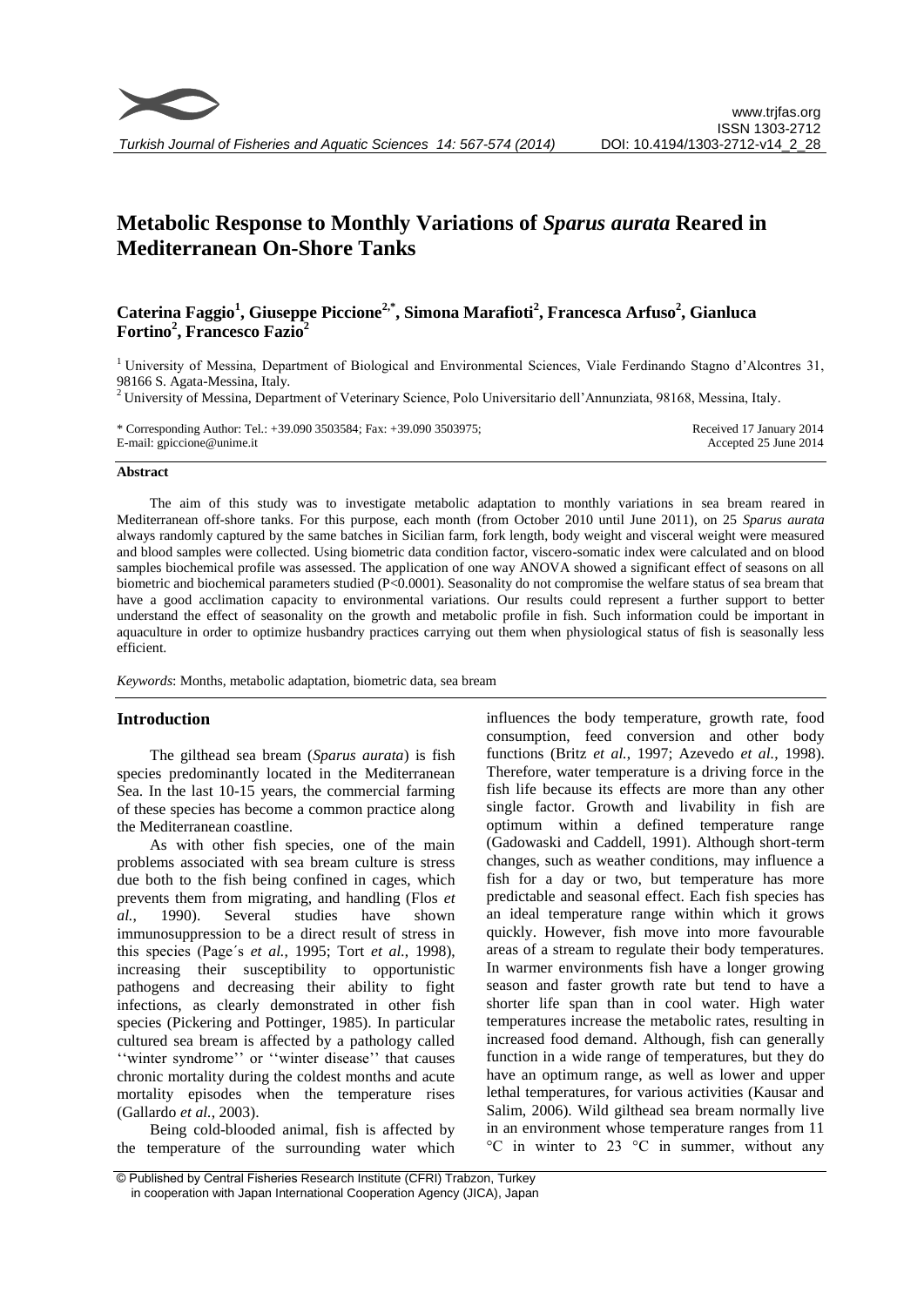# Metabolic Response to Monthly Variations of *Sparus aurata* Reared in Mediterranean On-Shore Tanks

**Caterina Faggio[1], Giuseppe Piccione[2,*], Simona Marafioti[2], Francesca Arfuso[2], Gianluca Fortino[2], Francesco Fazio[2]**

[1] University of Messina, Department of Biological and Environmental Sciences, Viale Ferdinando Stagno d'Alcontres 31, 98166 S. Agata-Messina, Italy.
[2] University of Messina, Department of Veterinary Science, Polo Universitario dell'Annunziata, 98168, Messina, Italy.

\* Corresponding Author: Tel.: +39.090 3503584; Fax: +39.090 3503975;
E-mail: gpiccione@unime.it

Received 17 January 2014
Accepted 25 June 2014

## Abstract

The aim of this study was to investigate metabolic adaptation to monthly variations in sea bream reared in Mediterranean off-shore tanks. For this purpose, each month (from October 2010 until June 2011), on 25 *Sparus aurata* always randomly captured by the same batches in Sicilian farm, fork length, body weight and visceral weight were measured and blood samples were collected. Using biometric data condition factor, viscero-somatic index were calculated and on blood samples biochemical profile was assessed. The application of one way ANOVA showed a significant effect of seasons on all biometric and biochemical parameters studied (P<0.0001). Seasonality do not compromise the welfare status of sea bream that have a good acclimation capacity to environmental variations. Our results could represent a further support to better understand the effect of seasonality on the growth and metabolic profile in fish. Such information could be important in aquaculture in order to optimize husbandry practices carrying out them when physiological status of fish is seasonally less efficient.

*Keywords*: Months, metabolic adaptation, biometric data, sea bream

## Introduction

The gilthead sea bream (*Sparus aurata*) is fish species predominantly located in the Mediterranean Sea. In the last 10-15 years, the commercial farming of these species has become a common practice along the Mediterranean coastline.

As with other fish species, one of the main problems associated with sea bream culture is stress due both to the fish being confined in cages, which prevents them from migrating, and handling (Flos *et al.*, 1990). Several studies have shown immunosuppression to be a direct result of stress in this species (Page´s *et al.*, 1995; Tort *et al.*, 1998), increasing their susceptibility to opportunistic pathogens and decreasing their ability to fight infections, as clearly demonstrated in other fish species (Pickering and Pottinger, 1985). In particular cultured sea bream is affected by a pathology called ''winter syndrome'' or ''winter disease'' that causes chronic mortality during the coldest months and acute mortality episodes when the temperature rises (Gallardo *et al.*, 2003).

Being cold-blooded animal, fish is affected by the temperature of the surrounding water which influences the body temperature, growth rate, food consumption, feed conversion and other body functions (Britz *et al.*, 1997; Azevedo *et al.*, 1998). Therefore, water temperature is a driving force in the fish life because its effects are more than any other single factor. Growth and livability in fish are optimum within a defined temperature range (Gadowaski and Caddell, 1991). Although short-term changes, such as weather conditions, may influence a fish for a day or two, but temperature has more predictable and seasonal effect. Each fish species has an ideal temperature range within which it grows quickly. However, fish move into more favourable areas of a stream to regulate their body temperatures. In warmer environments fish have a longer growing season and faster growth rate but tend to have a shorter life span than in cool water. High water temperatures increase the metabolic rates, resulting in increased food demand. Although, fish can generally function in a wide range of temperatures, but they do have an optimum range, as well as lower and upper lethal temperatures, for various activities (Kausar and Salim, 2006). Wild gilthead sea bream normally live in an environment whose temperature ranges from 11 °C in winter to 23 °C in summer, without any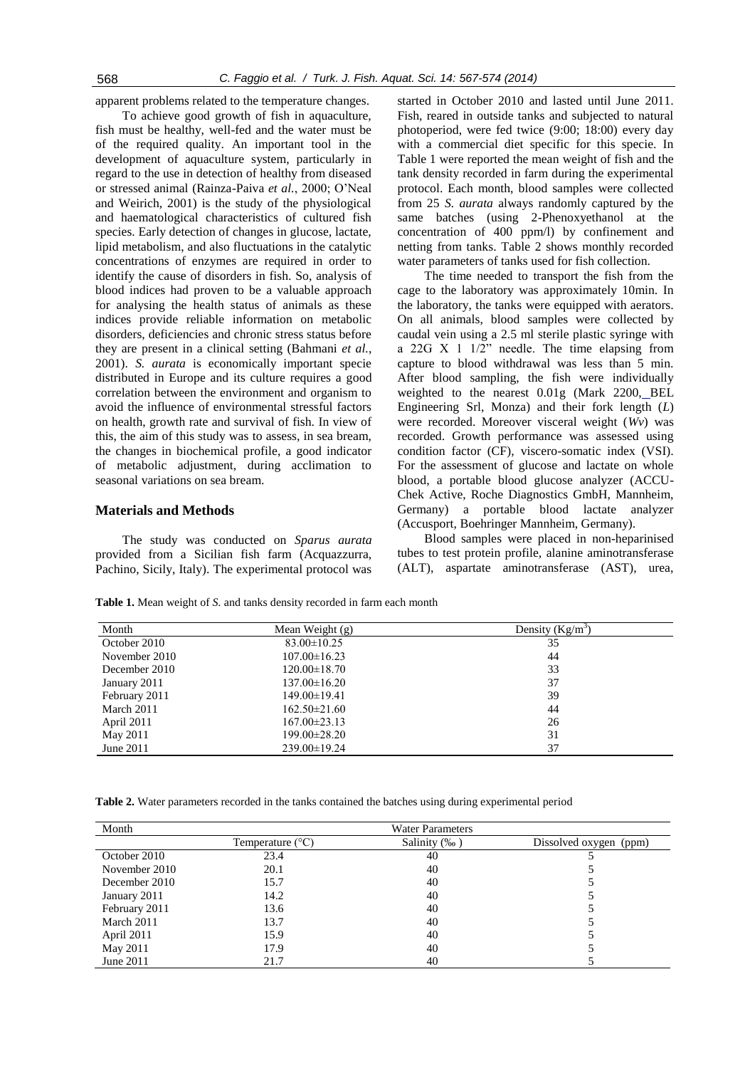apparent problems related to the temperature changes.

To achieve good growth of fish in aquaculture, fish must be healthy, well-fed and the water must be of the required quality. An important tool in the development of aquaculture system, particularly in regard to the use in detection of healthy from diseased or stressed animal (Rainza-Paiva *et al.*, 2000; O'Neal and Weirich, 2001) is the study of the physiological and haematological characteristics of cultured fish species. Early detection of changes in glucose, lactate, lipid metabolism, and also fluctuations in the catalytic concentrations of enzymes are required in order to identify the cause of disorders in fish. So, analysis of blood indices had proven to be a valuable approach for analysing the health status of animals as these indices provide reliable information on metabolic disorders, deficiencies and chronic stress status before they are present in a clinical setting (Bahmani *et al.*, 2001). *S. aurata* is economically important specie distributed in Europe and its culture requires a good correlation between the environment and organism to avoid the influence of environmental stressful factors on health, growth rate and survival of fish. In view of this, the aim of this study was to assess, in sea bream, the changes in biochemical profile, a good indicator of metabolic adjustment, during acclimation to seasonal variations on sea bream.

## Materials and Methods

The study was conducted on *Sparus aurata* provided from a Sicilian fish farm (Acquazzurra, Pachino, Sicily, Italy). The experimental protocol was started in October 2010 and lasted until June 2011. Fish, reared in outside tanks and subjected to natural photoperiod, were fed twice (9:00; 18:00) every day with a commercial diet specific for this specie. In Table 1 were reported the mean weight of fish and the tank density recorded in farm during the experimental protocol. Each month, blood samples were collected from 25 *S. aurata* always randomly captured by the same batches (using 2-Phenoxyethanol at the concentration of 400 ppm/l) by confinement and netting from tanks. Table 2 shows monthly recorded water parameters of tanks used for fish collection.

The time needed to transport the fish from the cage to the laboratory was approximately 10min. In the laboratory, the tanks were equipped with aerators. On all animals, blood samples were collected by caudal vein using a 2.5 ml sterile plastic syringe with a 22G X 1 1/2" needle. The time elapsing from capture to blood withdrawal was less than 5 min. After blood sampling, the fish were individually weighted to the nearest 0.01g (Mark 2200, BEL Engineering Srl, Monza) and their fork length (*L*) were recorded. Moreover visceral weight (*Wv*) was recorded. Growth performance was assessed using condition factor (CF), viscero-somatic index (VSI). For the assessment of glucose and lactate on whole blood, a portable blood glucose analyzer (ACCU-Chek Active, Roche Diagnostics GmbH, Mannheim, Germany) a portable blood lactate analyzer (Accusport, Boehringer Mannheim, Germany).

Blood samples were placed in non-heparinised tubes to test protein profile, alanine aminotransferase (ALT), aspartate aminotransferase (AST), urea,

**Table 1.** Mean weight of *S.* and tanks density recorded in farm each month

| Month | Mean Weight (g) | Density (Kg/m$^3$) |
|---|---|---|
| October 2010 | 83.00±10.25 | 35 |
| November 2010 | 107.00±16.23 | 44 |
| December 2010 | 120.00±18.70 | 33 |
| January 2011 | 137.00±16.20 | 37 |
| February 2011 | 149.00±19.41 | 39 |
| March 2011 | 162.50±21.60 | 44 |
| April 2011 | 167.00±23.13 | 26 |
| May 2011 | 199.00±28.20 | 31 |
| June 2011 | 239.00±19.24 | 37 |

**Table 2.** Water parameters recorded in the tanks contained the batches using during experimental period

| Month | Water Parameters | | |
|---|---|---|---|
| | Temperature (°C) | Salinity (‰ ) | Dissolved oxygen (ppm) |
| October 2010 | 23.4 | 40 | 5 |
| November 2010 | 20.1 | 40 | 5 |
| December 2010 | 15.7 | 40 | 5 |
| January 2011 | 14.2 | 40 | 5 |
| February 2011 | 13.6 | 40 | 5 |
| March 2011 | 13.7 | 40 | 5 |
| April 2011 | 15.9 | 40 | 5 |
| May 2011 | 17.9 | 40 | 5 |
| June 2011 | 21.7 | 40 | 5 |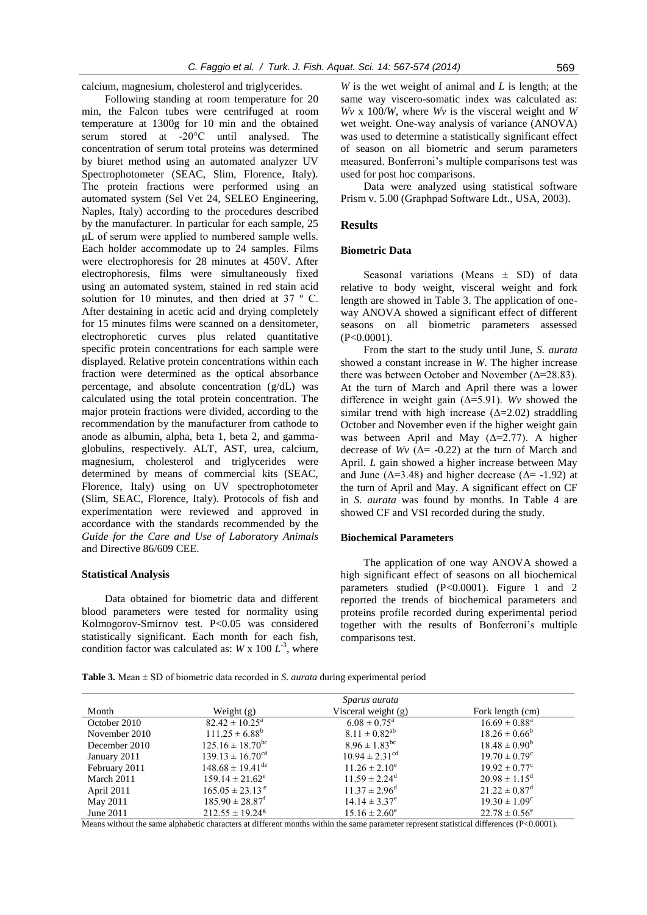calcium, magnesium, cholesterol and triglycerides.

Following standing at room temperature for 20 min, the Falcon tubes were centrifuged at room temperature at 1300g for 10 min and the obtained serum stored at -20°C until analysed. The concentration of serum total proteins was determined by biuret method using an automated analyzer UV Spectrophotometer (SEAC, Slim, Florence, Italy). The protein fractions were performed using an automated system (Sel Vet 24, SELEO Engineering, Naples, Italy) according to the procedures described by the manufacturer. In particular for each sample, 25 μL of serum were applied to numbered sample wells. Each holder accommodate up to 24 samples. Films were electrophoresis for 28 minutes at 450V. After electrophoresis, films were simultaneously fixed using an automated system, stained in red stain acid solution for 10 minutes, and then dried at 37 º C. After destaining in acetic acid and drying completely for 15 minutes films were scanned on a densitometer, electrophoretic curves plus related quantitative specific protein concentrations for each sample were displayed. Relative protein concentrations within each fraction were determined as the optical absorbance percentage, and absolute concentration (g/dL) was calculated using the total protein concentration. The major protein fractions were divided, according to the recommendation by the manufacturer from cathode to anode as albumin, alpha, beta 1, beta 2, and gamma-globulins, respectively. ALT, AST, urea, calcium, magnesium, cholesterol and triglycerides were determined by means of commercial kits (SEAC, Florence, Italy) using on UV spectrophotometer (Slim, SEAC, Florence, Italy). Protocols of fish and experimentation were reviewed and approved in accordance with the standards recommended by the *Guide for the Care and Use of Laboratory Animals* and Directive 86/609 CEE.

### Statistical Analysis

Data obtained for biometric data and different blood parameters were tested for normality using Kolmogorov-Smirnov test. P<0.05 was considered statistically significant. Each month for each fish, condition factor was calculated as: $W \times 100\ L^{-3}$, where $W$ is the wet weight of animal and $L$ is length; at the same way viscero-somatic index was calculated as: $Wv \times 100/W$, where $Wv$ is the visceral weight and $W$ wet weight. One-way analysis of variance (ANOVA) was used to determine a statistically significant effect of season on all biometric and serum parameters measured. Bonferroni's multiple comparisons test was used for post hoc comparisons.

Data were analyzed using statistical software Prism v. 5.00 (Graphpad Software Ldt., USA, 2003).

## Results

### Biometric Data

Seasonal variations (Means ± SD) of data relative to body weight, visceral weight and fork length are showed in Table 3. The application of one-way ANOVA showed a significant effect of different seasons on all biometric parameters assessed (P<0.0001).

From the start to the study until June, *S. aurata* showed a constant increase in $W$. The higher increase there was between October and November (Δ=28.83). At the turn of March and April there was a lower difference in weight gain (Δ=5.91). $Wv$ showed the similar trend with high increase (Δ=2.02) straddling October and November even if the higher weight gain was between April and May (Δ=2.77). A higher decrease of $Wv$ (Δ= -0.22) at the turn of March and April. $L$ gain showed a higher increase between May and June (Δ=3.48) and higher decrease (Δ= -1.92) at the turn of April and May. A significant effect on CF in *S. aurata* was found by months. In Table 4 are showed CF and VSI recorded during the study.

### Biochemical Parameters

The application of one way ANOVA showed a high significant effect of seasons on all biochemical parameters studied (P<0.0001). Figure 1 and 2 reported the trends of biochemical parameters and proteins profile recorded during experimental period together with the results of Bonferroni's multiple comparisons test.

**Table 3.** Mean ± SD of biometric data recorded in *S. aurata* during experimental period

| | | *Sparus aurata* | |
|---|---|---|---|
| Month | Weight (g) | Visceral weight (g) | Fork length (cm) |
| October 2010 | 82.42 ± 10.25[a] | 6.08 ± 0.75[a] | 16.69 ± 0.88[a] |
| November 2010 | 111.25 ± 6.88[b] | 8.11 ± 0.82[ab] | 18.26 ± 0.66[b] |
| December 2010 | 125.16 ± 18.70[bc] | 8.96 ± 1.83[bc] | 18.48 ± 0.90[b] |
| January 2011 | 139.13 ± 16.70[cd] | 10.94 ± 2.31[cd] | 19.70 ± 0.79[c] |
| February 2011 | 148.68 ± 19.41[de] | 11.26 ± 2.10[e] | 19.92 ± 0.77[c] |
| March 2011 | 159.14 ± 21.62[e] | 11.59 ± 2.24[d] | 20.98 ± 1.15[d] |
| April 2011 | 165.05 ± 23.13[e] | 11.37 ± 2.96[d] | 21.22 ± 0.87[d] |
| May 2011 | 185.90 ± 28.87[f] | 14.14 ± 3.37[e] | 19.30 ± 1.09[c] |
| June 2011 | 212.55 ± 19.24[g] | 15.16 ± 2.60[e] | 22.78 ± 0.56[e] |

Means without the same alphabetic characters at different months within the same parameter represent statistical differences (P<0.0001).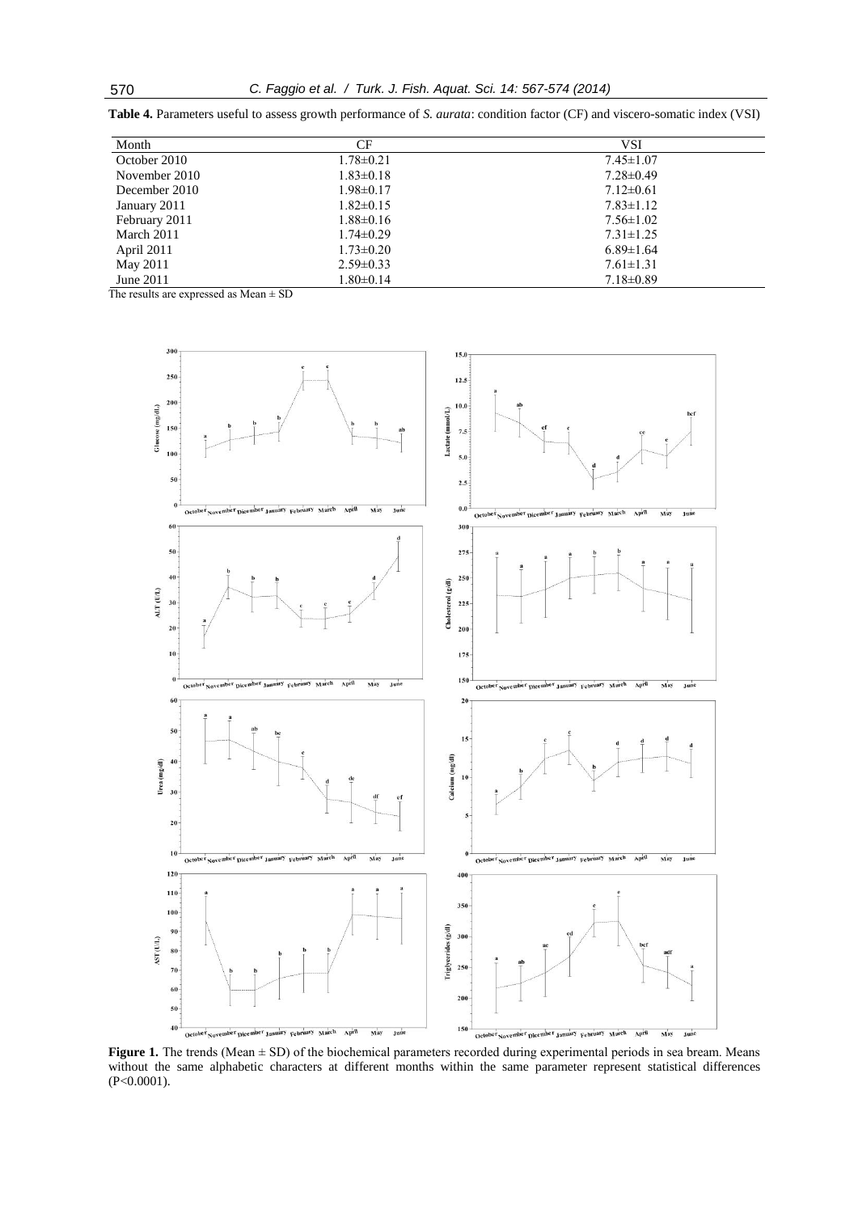**Table 4.** Parameters useful to assess growth performance of *S. aurata*: condition factor (CF) and viscero-somatic index (VSI)

| Month | CF | VSI |
|---|---|---|
| October 2010 | 1.78±0.21 | 7.45±1.07 |
| November 2010 | 1.83±0.18 | 7.28±0.49 |
| December 2010 | 1.98±0.17 | 7.12±0.61 |
| January 2011 | 1.82±0.15 | 7.83±1.12 |
| February 2011 | 1.88±0.16 | 7.56±1.02 |
| March 2011 | 1.74±0.29 | 7.31±1.25 |
| April 2011 | 1.73±0.20 | 6.89±1.64 |
| May 2011 | 2.59±0.33 | 7.61±1.31 |
| June 2011 | 1.80±0.14 | 7.18±0.89 |

The results are expressed as Mean ± SD

**Figure 1.** The trends (Mean ± SD) of the biochemical parameters recorded during experimental periods in sea bream. Means without the same alphabetic characters at different months within the same parameter represent statistical differences ($P<0.0001$).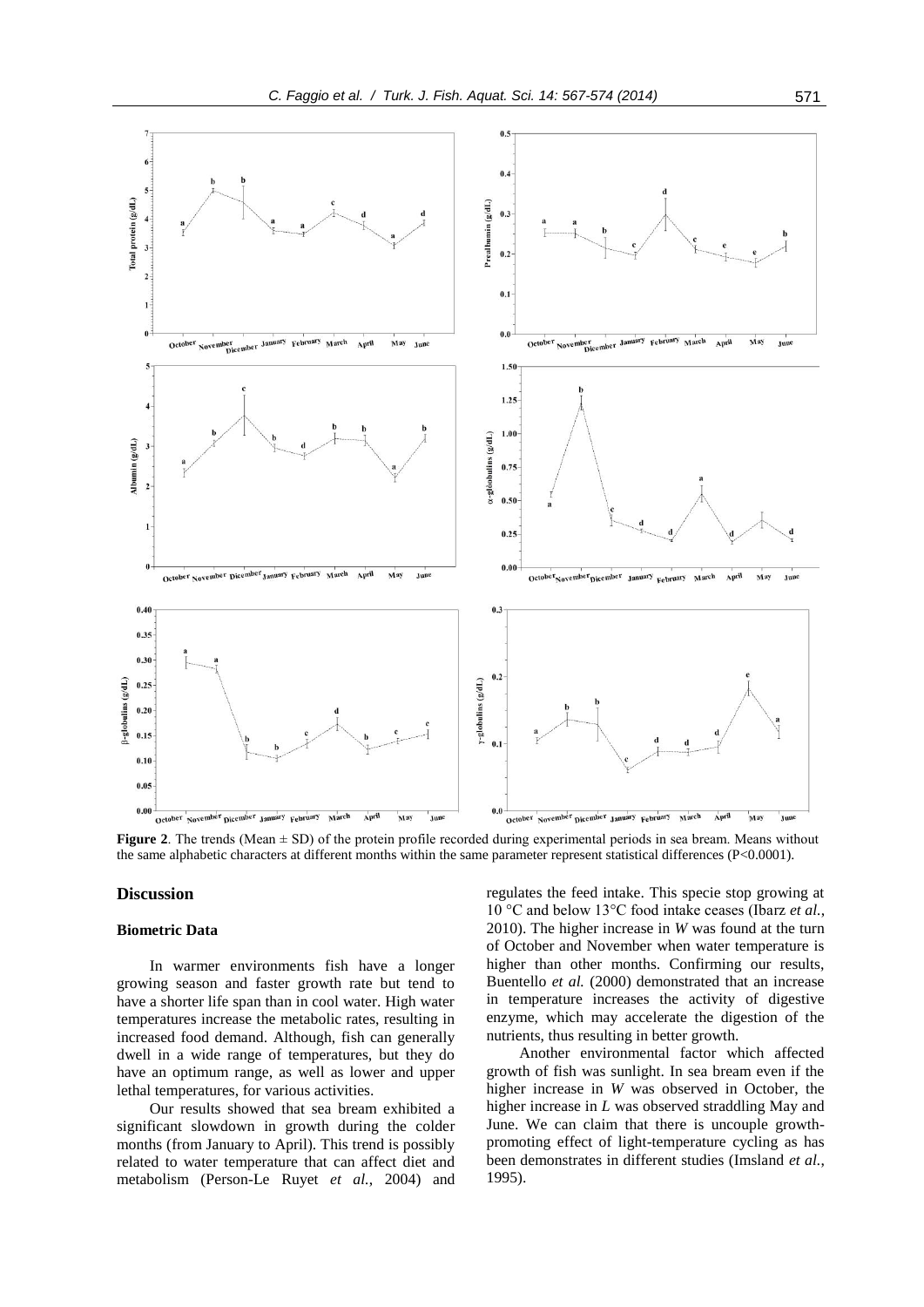**Figure 2**. The trends (Mean ± SD) of the protein profile recorded during experimental periods in sea bream. Means without the same alphabetic characters at different months within the same parameter represent statistical differences (P<0.0001).

## Discussion

### Biometric Data

In warmer environments fish have a longer growing season and faster growth rate but tend to have a shorter life span than in cool water. High water temperatures increase the metabolic rates, resulting in increased food demand. Although, fish can generally dwell in a wide range of temperatures, but they do have an optimum range, as well as lower and upper lethal temperatures, for various activities.

Our results showed that sea bream exhibited a significant slowdown in growth during the colder months (from January to April). This trend is possibly related to water temperature that can affect diet and metabolism (Person-Le Ruyet *et al.*, 2004) and regulates the feed intake. This specie stop growing at 10 °C and below 13°C food intake ceases (Ibarz *et al.*, 2010). The higher increase in *W* was found at the turn of October and November when water temperature is higher than other months. Confirming our results, Buentello *et al.* (2000) demonstrated that an increase in temperature increases the activity of digestive enzyme, which may accelerate the digestion of the nutrients, thus resulting in better growth.

Another environmental factor which affected growth of fish was sunlight. In sea bream even if the higher increase in *W* was observed in October, the higher increase in *L* was observed straddling May and June. We can claim that there is uncouple growth-promoting effect of light-temperature cycling as has been demonstrates in different studies (Imsland *et al.*, 1995).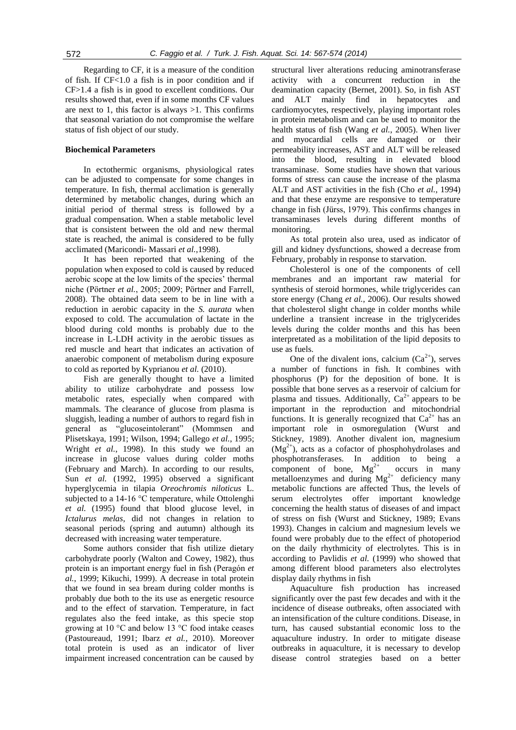Regarding to CF, it is a measure of the condition of fish. If CF<1.0 a fish is in poor condition and if CF>1.4 a fish is in good to excellent conditions. Our results showed that, even if in some months CF values are next to 1, this factor is always >1. This confirms that seasonal variation do not compromise the welfare status of fish object of our study.

### Biochemical Parameters

In ectothermic organisms, physiological rates can be adjusted to compensate for some changes in temperature. In fish, thermal acclimation is generally determined by metabolic changes, during which an initial period of thermal stress is followed by a gradual compensation. When a stable metabolic level that is consistent between the old and new thermal state is reached, the animal is considered to be fully acclimated (Maricondi- Massari *et al.*,1998).

It has been reported that weakening of the population when exposed to cold is caused by reduced aerobic scope at the low limits of the species' thermal niche (Pörtner *et al.*, 2005; 2009; Pörtner and Farrell, 2008). The obtained data seem to be in line with a reduction in aerobic capacity in the *S. aurata* when exposed to cold. The accumulation of lactate in the blood during cold months is probably due to the increase in L-LDH activity in the aerobic tissues as red muscle and heart that indicates an activation of anaerobic component of metabolism during exposure to cold as reported by Kyprianou *et al.* (2010).

Fish are generally thought to have a limited ability to utilize carbohydrate and possess low metabolic rates, especially when compared with mammals. The clearance of glucose from plasma is sluggish, leading a number of authors to regard fish in general as "glucoseintolerant" (Mommsen and Plisetskaya, 1991; Wilson, 1994; Gallego *et al.*, 1995; Wright *et al.*, 1998). In this study we found an increase in glucose values during colder moths (February and March). In according to our results, Sun *et al.* (1992, 1995) observed a significant hyperglycemia in tilapia *Oreochromis niloticus* L. subjected to a 14-16 °C temperature, while Ottolenghi *et al.* (1995) found that blood glucose level, in *Ictalurus melas,* did not changes in relation to seasonal periods (spring and autumn) although its decreased with increasing water temperature.

Some authors consider that fish utilize dietary carbohydrate poorly (Walton and Cowey, 1982), thus protein is an important energy fuel in fish (Peragón *et al.*, 1999; Kikuchi, 1999). A decrease in total protein that we found in sea bream during colder months is probably due both to the its use as energetic resource and to the effect of starvation. Temperature, in fact regulates also the feed intake, as this specie stop growing at 10 °C and below 13 °C food intake ceases (Pastoureaud, 1991; Ibarz *et al.*, 2010). Moreover total protein is used as an indicator of liver impairment increased concentration can be caused by structural liver alterations reducing aminotransferase activity with a concurrent reduction in the deamination capacity (Bernet, 2001). So, in fish AST and ALT mainly find in hepatocytes and cardiomyocytes, respectively, playing important roles in protein metabolism and can be used to monitor the health status of fish (Wang *et al.*, 2005). When liver and myocardial cells are damaged or their permeability increases, AST and ALT will be released into the blood, resulting in elevated blood transaminase. Some studies have shown that various forms of stress can cause the increase of the plasma ALT and AST activities in the fish (Cho *et al.*, 1994) and that these enzyme are responsive to temperature change in fish (Jürss, 1979). This confirms changes in transaminases levels during different months of monitoring.

As total protein also urea, used as indicator of gill and kidney dysfunctions, showed a decrease from February, probably in response to starvation.

Cholesterol is one of the components of cell membranes and an important raw material for synthesis of steroid hormones, while triglycerides can store energy (Chang *et al.*, 2006). Our results showed that cholesterol slight change in colder months while underline a transient increase in the triglycerides levels during the colder months and this has been interpretated as a mobilitation of the lipid deposits to use as fuels.

One of the divalent ions, calcium ($Ca^{2+}$), serves a number of functions in fish. It combines with phosphorus (P) for the deposition of bone. It is possible that bone serves as a reservoir of calcium for plasma and tissues. Additionally, $Ca^{2+}$ appears to be important in the reproduction and mitochondrial functions. It is generally recognized that $Ca^{2+}$ has an important role in osmoregulation (Wurst and Stickney, 1989). Another divalent ion, magnesium ($Mg^{2+}$), acts as a cofactor of phosphohydrolases and phosphotransferases. In addition to being a component of bone, $Mg^{2+}$ occurs in many metalloenzymes and during $Mg^{2+}$ deficiency many metabolic functions are affected Thus, the levels of serum electrolytes offer important knowledge concerning the health status of diseases of and impact of stress on fish (Wurst and Stickney, 1989; Evans 1993). Changes in calcium and magnesium levels we found were probably due to the effect of photoperiod on the daily rhythmicity of electrolytes. This is in according to Pavlidis *et al.* (1999) who showed that among different blood parameters also electrolytes display daily rhythms in fish

Aquaculture fish production has increased significantly over the past few decades and with it the incidence of disease outbreaks, often associated with an intensification of the culture conditions. Disease, in turn, has caused substantial economic loss to the aquaculture industry. In order to mitigate disease outbreaks in aquaculture, it is necessary to develop disease control strategies based on a better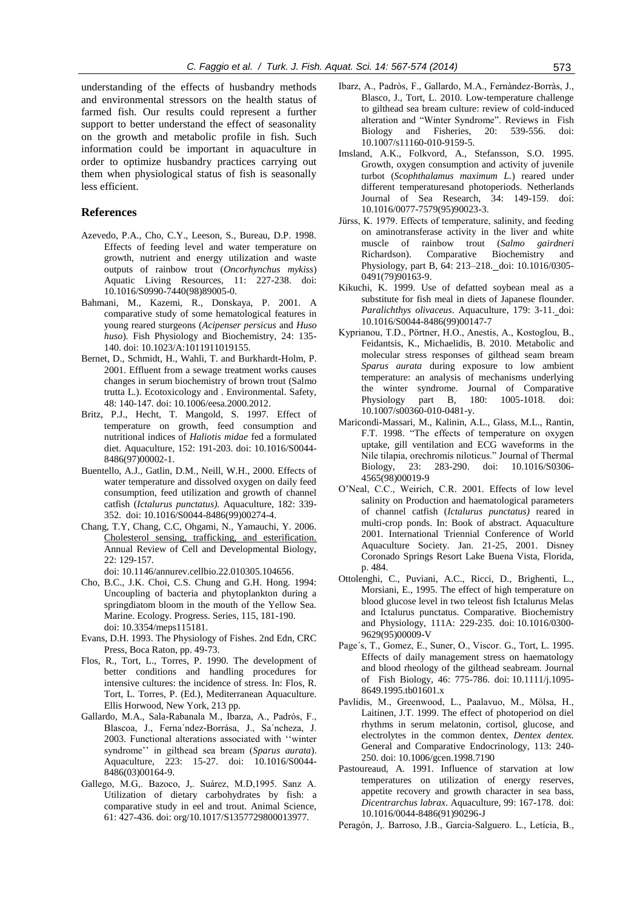understanding of the effects of husbandry methods and environmental stressors on the health status of farmed fish. Our results could represent a further support to better understand the effect of seasonality on the growth and metabolic profile in fish. Such information could be important in aquaculture in order to optimize husbandry practices carrying out them when physiological status of fish is seasonally less efficient.

## References

Azevedo, P.A., Cho, C.Y., Leeson, S., Bureau, D.P. 1998. Effects of feeding level and water temperature on growth, nutrient and energy utilization and waste outputs of rainbow trout (*Oncorhynchus mykiss*) Aquatic Living Resources, 11: 227-238. doi: 10.1016/S0990-7440(98)89005-0.

Bahmani, M., Kazemi, R., Donskaya, P. 2001. A comparative study of some hematological features in young reared sturgeons (*Acipenser persicus* and *Huso huso*). Fish Physiology and Biochemistry, 24: 135-140. doi: 10.1023/A:1011911019155.

Bernet, D., Schmidt, H., Wahli, T. and Burkhardt-Holm, P. 2001. Effluent from a sewage treatment works causes changes in serum biochemistry of brown trout (Salmo trutta L.). Ecotoxicology and . Environmental. Safety, 48: 140-147. doi: 10.1006/eesa.2000.2012.

Britz, P.J., Hecht, T. Mangold, S. 1997. Effect of temperature on growth, feed consumption and nutritional indices of *Haliotis midae* fed a formulated diet. Aquaculture, 152: 191-203. doi: 10.1016/S0044-8486(97)00002-1.

Buentello, A.J., Gatlin, D.M., Neill, W.H., 2000. Effects of water temperature and dissolved oxygen on daily feed consumption, feed utilization and growth of channel catfish (*Ictalurus punctatus).* Aquaculture, 182: 339-352. doi: 10.1016/S0044-8486(99)00274-4.

Chang, T.Y, Chang, C.C, Ohgami, N., Yamauchi, Y. 2006. Cholesterol sensing, trafficking, and esterification. Annual Review of Cell and Developmental Biology, 22: 129-157. doi: 10.1146/annurev.cellbio.22.010305.104656.

Cho, B.C., J.K. Choi, C.S. Chung and G.H. Hong. 1994: Uncoupling of bacteria and phytoplankton during a springdiatom bloom in the mouth of the Yellow Sea. Marine. Ecology. Progress. Series, 115, 181-190. doi: 10.3354/meps115181.

Evans, D.H. 1993. The Physiology of Fishes. 2nd Edn, CRC Press, Boca Raton, pp. 49-73.

Flos, R., Tort, L., Torres, P. 1990. The development of better conditions and handling procedures for intensive cultures: the incidence of stress. In: Flos, R. Tort, L. Torres, P. (Ed.), Mediterranean Aquaculture. Ellis Horwood, New York, 213 pp.

Gallardo, M.A., Sala-Rabanala M., Ibarza, A., Padrós, F., Blascoa, J., Ferna´ndez-Borrása, J., Sa´ncheza, J. 2003. Functional alterations associated with ''winter syndrome'' in gilthead sea bream (*Sparus aurata*). Aquaculture, 223: 15-27. doi: 10.1016/S0044-8486(03)00164-9.

Gallego, M.G,. Bazoco, J,. Suárez, M.D,1995. Sanz A. Utilization of dietary carbohydrates by fish: a comparative study in eel and trout. Animal Science, 61: 427-436. doi: org/10.1017/S1357729800013977.

Ibarz, A., Padròs, F., Gallardo, M.A., Fernàndez-Borràs, J., Blasco, J., Tort, L. 2010. Low-temperature challenge to gilthead sea bream culture: review of cold-induced alteration and "Winter Syndrome". Reviews in Fish Biology and Fisheries, 20: 539-556. doi: 10.1007/s11160-010-9159-5.

Imsland, A.K., Folkvord, A., Stefansson, S.O. 1995. Growth, oxygen consumption and activity of juvenile turbot (*Scophthalamus maximum L.*) reared under different temperaturesand photoperiods. Netherlands Journal of Sea Research, 34: 149-159. doi: 10.1016/0077-7579(95)90023-3.

Jürss, K. 1979. Effects of temperature, salinity, and feeding on aminotransferase activity in the liver and white muscle of rainbow trout (*Salmo gairdneri* Richardson). Comparative Biochemistry and Physiology, part B, 64: 213–218. doi: 10.1016/0305-0491(79)90163-9.

Kikuchi, K. 1999. Use of defatted soybean meal as a substitute for fish meal in diets of Japanese flounder. *Paralichthys olivaceus*. Aquaculture, 179: 3-11. doi: 10.1016/S0044-8486(99)00147-7

Kyprianou, T.D., Pörtner, H.O., Anestis, A., Kostoglou, B., Feidantsis, K., Michaelidis, B. 2010. Metabolic and molecular stress responses of gilthead seam bream *Sparus aurata* during exposure to low ambient temperature: an analysis of mechanisms underlying the winter syndrome. Journal of Comparative Physiology part B, 180: 1005-1018. doi: 10.1007/s00360-010-0481-y.

Maricondi-Massari, M., Kalinin, A.L., Glass, M.L., Rantin, F.T. 1998. "The effects of temperature on oxygen uptake, gill ventilation and ECG waveforms in the Nile tilapia, orechromis niloticus." Journal of Thermal Biology, 23: 283-290. doi: 10.1016/S0306-4565(98)00019-9

O'Neal, C.C., Weirich, C.R. 2001. Effects of low level salinity on Production and haematological parameters of channel catfish (*Ictalurus punctatus)* reared in multi-crop ponds. In: Book of abstract. Aquaculture 2001. International Triennial Conference of World Aquaculture Society. Jan. 21-25, 2001. Disney Coronado Springs Resort Lake Buena Vista, Florida, p. 484.

Ottolenghi, C., Puviani, A.C., Ricci, D., Brighenti, L., Morsiani, E., 1995. The effect of high temperature on blood glucose level in two teleost fish Ictalurus Melas and Ictalurus punctatus. Comparative. Biochemistry and Physiology, 111A: 229-235. doi: 10.1016/0300-9629(95)00009-V

Page´s, T., Gomez, E., Suner, O., Viscor. G., Tort, L. 1995. Effects of daily management stress on haematology and blood rheology of the gilthead seabream. Journal of Fish Biology, 46: 775-786. doi: 10.1111/j.1095-8649.1995.tb01601.x

Pavlidis, M., Greenwood, L., Paalavuo, M., Mölsa, H., Laitinen, J.T. 1999. The effect of photoperiod on diel rhythms in serum melatonin, cortisol, glucose, and electrolytes in the common dentex, *Dentex dentex.* General and Comparative Endocrinology, 113: 240-250. doi: 10.1006/gcen.1998.7190

Pastoureaud, A. 1991. Influence of starvation at low temperatures on utilization of energy reserves, appetite recovery and growth character in sea bass, *Dicentrarchus labrax*. Aquaculture, 99: 167-178. doi: 10.1016/0044-8486(91)90296-J

Peragón, J,. Barroso, J.B., Garcia-Salguero. L., Letícia, B.,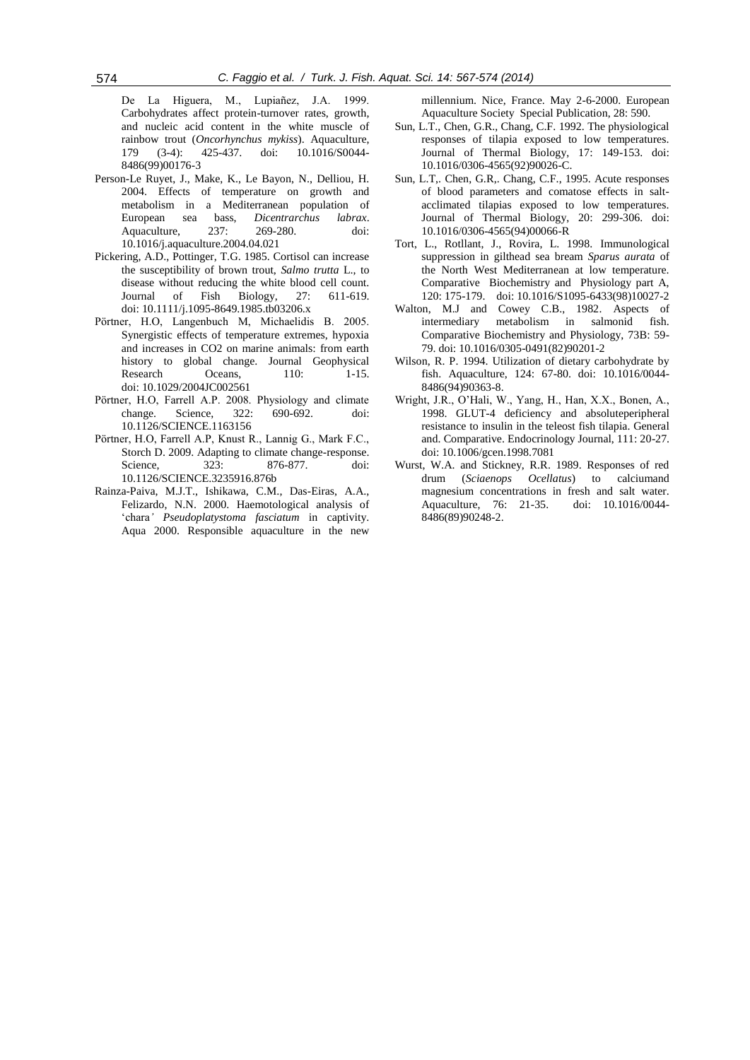De La Higuera, M., Lupiañez, J.A. 1999. Carbohydrates affect protein-turnover rates, growth, and nucleic acid content in the white muscle of rainbow trout (*Oncorhynchus mykiss*). Aquaculture, 179 (3-4): 425-437. doi: 10.1016/S0044-8486(99)00176-3

Person-Le Ruyet, J., Make, K., Le Bayon, N., Delliou, H. 2004. Effects of temperature on growth and metabolism in a Mediterranean population of European sea bass, *Dicentrarchus labrax*. Aquaculture, 237: 269-280. doi: 10.1016/j.aquaculture.2004.04.021

Pickering, A.D., Pottinger, T.G. 1985. Cortisol can increase the susceptibility of brown trout, *Salmo trutta* L., to disease without reducing the white blood cell count. Journal of Fish Biology, 27: 611-619. doi: 10.1111/j.1095-8649.1985.tb03206.x

Pörtner, H.O, Langenbuch M, Michaelidis B. 2005. Synergistic effects of temperature extremes, hypoxia and increases in CO2 on marine animals: from earth history to global change. Journal Geophysical Research Oceans, 110: 1-15. doi: 10.1029/2004JC002561

Pörtner, H.O, Farrell A.P. 2008. Physiology and climate change. Science, 322: 690-692. doi: 10.1126/SCIENCE.1163156

Pörtner, H.O, Farrell A.P, Knust R., Lannig G., Mark F.C., Storch D. 2009. Adapting to climate change-response. Science, 323: 876-877. doi: 10.1126/SCIENCE.3235916.876b

Rainza-Paiva, M.J.T., Ishikawa, C.M., Das-Eiras, A.A., Felizardo, N.N. 2000. Haemotological analysis of 'chara' *Pseudoplatystoma fasciatum* in captivity. Aqua 2000. Responsible aquaculture in the new millennium. Nice, France. May 2-6-2000. European Aquaculture Society Special Publication, 28: 590.

Sun, L.T., Chen, G.R., Chang, C.F. 1992. The physiological responses of tilapia exposed to low temperatures. Journal of Thermal Biology, 17: 149-153. doi: 10.1016/0306-4565(92)90026-C.

Sun, L.T,. Chen, G.R,. Chang, C.F., 1995. Acute responses of blood parameters and comatose effects in salt-acclimated tilapias exposed to low temperatures. Journal of Thermal Biology, 20: 299-306. doi: 10.1016/0306-4565(94)00066-R

Tort, L., Rotllant, J., Rovira, L. 1998. Immunological suppression in gilthead sea bream *Sparus aurata* of the North West Mediterranean at low temperature. Comparative Biochemistry and Physiology part A, 120: 175-179. doi: 10.1016/S1095-6433(98)10027-2

Walton, M.J and Cowey C.B., 1982. Aspects of intermediary metabolism in salmonid fish. Comparative Biochemistry and Physiology, 73B: 59-79. doi: 10.1016/0305-0491(82)90201-2

Wilson, R. P. 1994. Utilization of dietary carbohydrate by fish. Aquaculture, 124: 67-80. doi: 10.1016/0044-8486(94)90363-8.

Wright, J.R., O'Hali, W., Yang, H., Han, X.X., Bonen, A., 1998. GLUT-4 deficiency and absoluteperipheral resistance to insulin in the teleost fish tilapia. General and. Comparative. Endocrinology Journal, 111: 20-27. doi: 10.1006/gcen.1998.7081

Wurst, W.A. and Stickney, R.R. 1989. Responses of red drum (*Sciaenops Ocellatus*) to calciumand magnesium concentrations in fresh and salt water. Aquaculture, 76: 21-35. doi: 10.1016/0044-8486(89)90248-2.